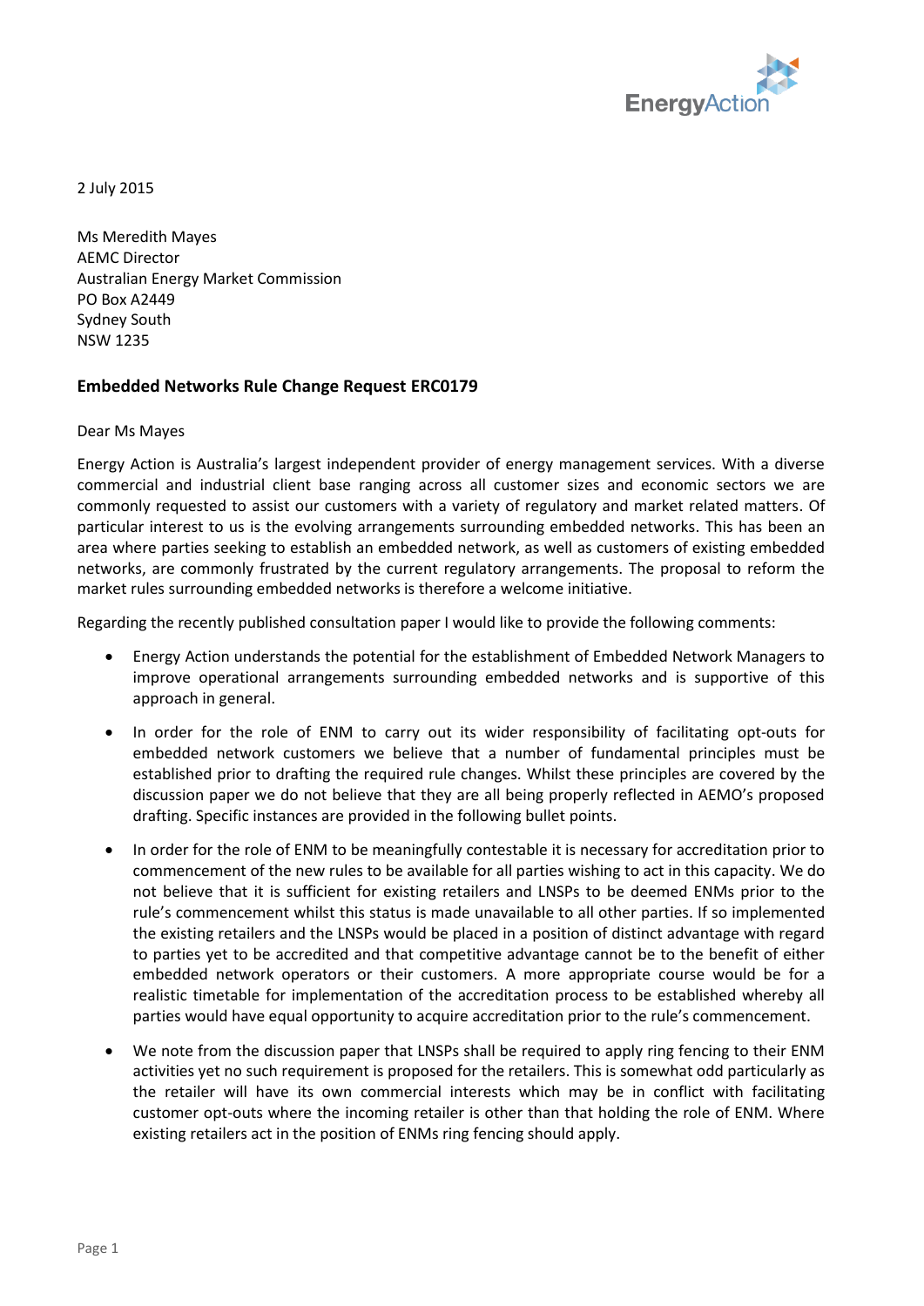2 July 2015

Ms Meredith Mayes
AEMC Director
Australian Energy Market Commission
PO Box A2449
Sydney South
NSW 1235

**Embedded Networks Rule Change Request ERC0179**

Dear Ms Mayes

Energy Action is Australia's largest independent provider of energy management services. With a diverse commercial and industrial client base ranging across all customer sizes and economic sectors we are commonly requested to assist our customers with a variety of regulatory and market related matters. Of particular interest to us is the evolving arrangements surrounding embedded networks. This has been an area where parties seeking to establish an embedded network, as well as customers of existing embedded networks, are commonly frustrated by the current regulatory arrangements. The proposal to reform the market rules surrounding embedded networks is therefore a welcome initiative.

Regarding the recently published consultation paper I would like to provide the following comments:

- Energy Action understands the potential for the establishment of Embedded Network Managers to improve operational arrangements surrounding embedded networks and is supportive of this approach in general.
- In order for the role of ENM to carry out its wider responsibility of facilitating opt-outs for embedded network customers we believe that a number of fundamental principles must be established prior to drafting the required rule changes. Whilst these principles are covered by the discussion paper we do not believe that they are all being properly reflected in AEMO's proposed drafting. Specific instances are provided in the following bullet points.
- In order for the role of ENM to be meaningfully contestable it is necessary for accreditation prior to commencement of the new rules to be available for all parties wishing to act in this capacity. We do not believe that it is sufficient for existing retailers and LNSPs to be deemed ENMs prior to the rule's commencement whilst this status is made unavailable to all other parties. If so implemented the existing retailers and the LNSPs would be placed in a position of distinct advantage with regard to parties yet to be accredited and that competitive advantage cannot be to the benefit of either embedded network operators or their customers. A more appropriate course would be for a realistic timetable for implementation of the accreditation process to be established whereby all parties would have equal opportunity to acquire accreditation prior to the rule's commencement.
- We note from the discussion paper that LNSPs shall be required to apply ring fencing to their ENM activities yet no such requirement is proposed for the retailers. This is somewhat odd particularly as the retailer will have its own commercial interests which may be in conflict with facilitating customer opt-outs where the incoming retailer is other than that holding the role of ENM. Where existing retailers act in the position of ENMs ring fencing should apply.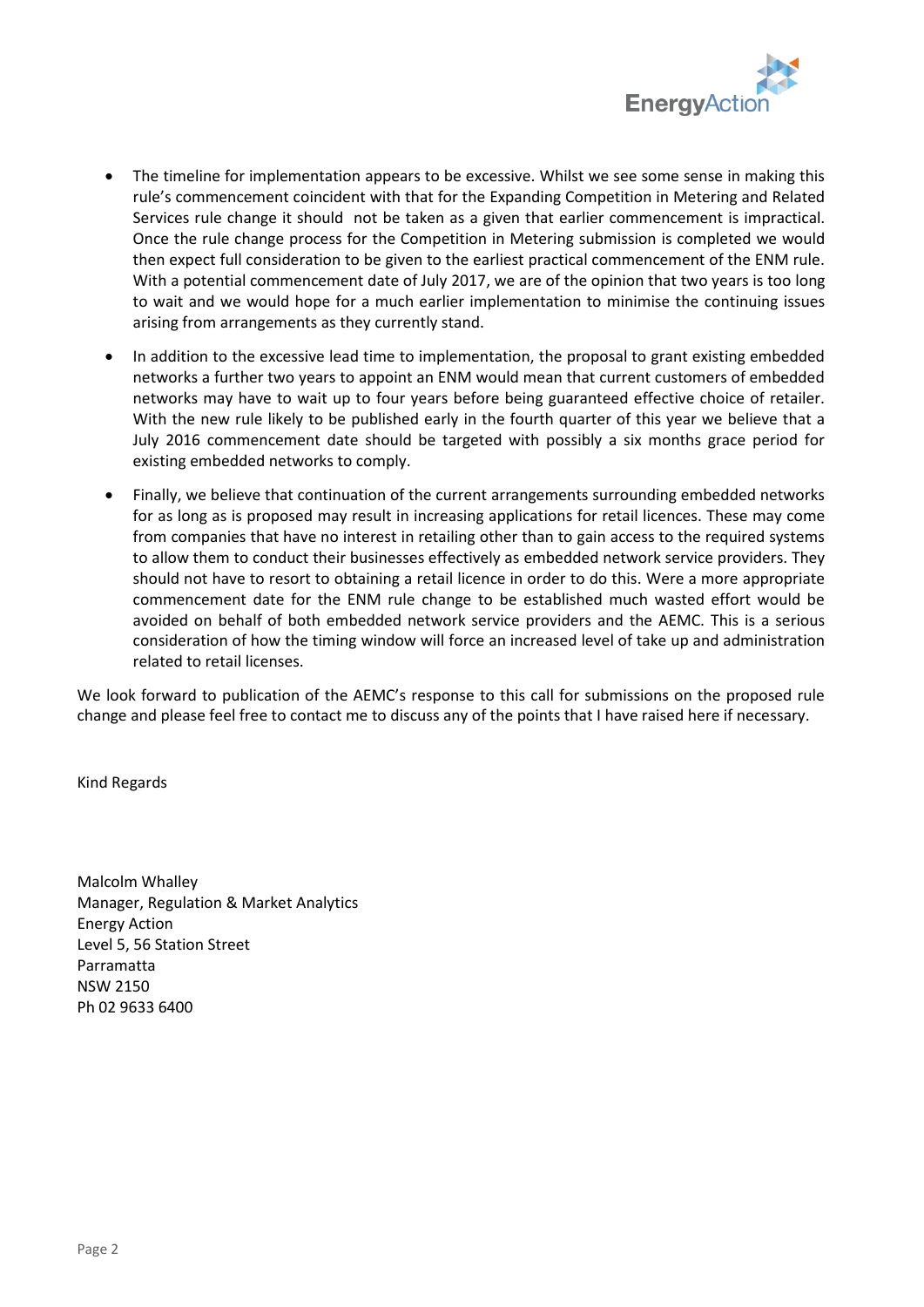- The timeline for implementation appears to be excessive. Whilst we see some sense in making this rule's commencement coincident with that for the Expanding Competition in Metering and Related Services rule change it should not be taken as a given that earlier commencement is impractical. Once the rule change process for the Competition in Metering submission is completed we would then expect full consideration to be given to the earliest practical commencement of the ENM rule. With a potential commencement date of July 2017, we are of the opinion that two years is too long to wait and we would hope for a much earlier implementation to minimise the continuing issues arising from arrangements as they currently stand.

- In addition to the excessive lead time to implementation, the proposal to grant existing embedded networks a further two years to appoint an ENM would mean that current customers of embedded networks may have to wait up to four years before being guaranteed effective choice of retailer. With the new rule likely to be published early in the fourth quarter of this year we believe that a July 2016 commencement date should be targeted with possibly a six months grace period for existing embedded networks to comply.

- Finally, we believe that continuation of the current arrangements surrounding embedded networks for as long as is proposed may result in increasing applications for retail licences. These may come from companies that have no interest in retailing other than to gain access to the required systems to allow them to conduct their businesses effectively as embedded network service providers. They should not have to resort to obtaining a retail licence in order to do this. Were a more appropriate commencement date for the ENM rule change to be established much wasted effort would be avoided on behalf of both embedded network service providers and the AEMC. This is a serious consideration of how the timing window will force an increased level of take up and administration related to retail licenses.

We look forward to publication of the AEMC's response to this call for submissions on the proposed rule change and please feel free to contact me to discuss any of the points that I have raised here if necessary.

Kind Regards

Malcolm Whalley
Manager, Regulation & Market Analytics
Energy Action
Level 5, 56 Station Street
Parramatta
NSW 2150
Ph 02 9633 6400